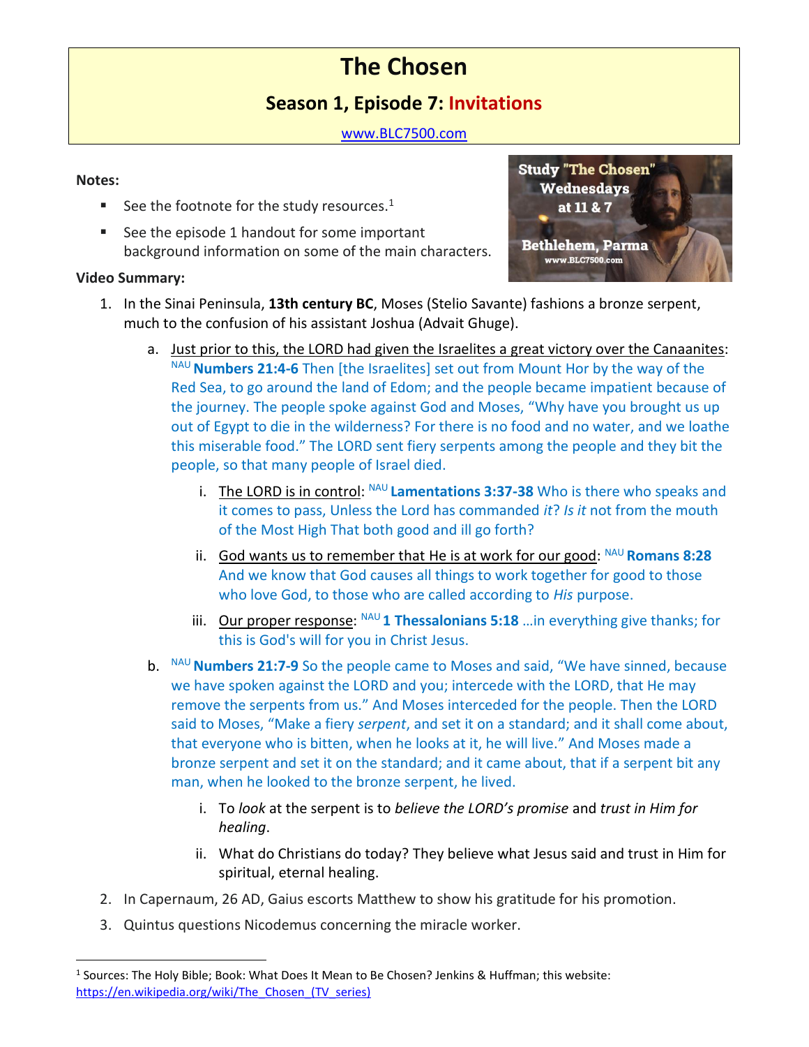# The Chosen

## Season 1, Episode 7: Invitations

[www.BLC7500.com](http://www.BLC7500.com)

Study "The Chosen" Wednesdays at 11 & 7

Bethlehem, Parma

www.BLC7500.com

**Notes:**

- See the footnote for the study resources.[1]
- See the episode 1 handout for some important background information on some of the main characters.

**Video Summary:**

1. In the Sinai Peninsula, **13th century BC**, Moses (Stelio Savante) fashions a bronze serpent, much to the confusion of his assistant Joshua (Advait Ghuge).
    a. Just prior to this, the LORD had given the Israelites a great victory over the Canaanites: NAU **Numbers 21:4-6** Then [the Israelites] set out from Mount Hor by the way of the Red Sea, to go around the land of Edom; and the people became impatient because of the journey. The people spoke against God and Moses, "Why have you brought us up out of Egypt to die in the wilderness? For there is no food and no water, and we loathe this miserable food." The LORD sent fiery serpents among the people and they bit the people, so that many people of Israel died.
        i. The LORD is in control: NAU **Lamentations 3:37-38** Who is there who speaks and it comes to pass, Unless the Lord has commanded *it*? *Is it* not from the mouth of the Most High That both good and ill go forth?
        ii. God wants us to remember that He is at work for our good: NAU **Romans 8:28** And we know that God causes all things to work together for good to those who love God, to those who are called according to *His* purpose.
        iii. Our proper response: NAU **1 Thessalonians 5:18** …in everything give thanks; for this is God's will for you in Christ Jesus.
    b. NAU **Numbers 21:7-9** So the people came to Moses and said, "We have sinned, because we have spoken against the LORD and you; intercede with the LORD, that He may remove the serpents from us." And Moses interceded for the people. Then the LORD said to Moses, "Make a fiery *serpent*, and set it on a standard; and it shall come about, that everyone who is bitten, when he looks at it, he will live." And Moses made a bronze serpent and set it on the standard; and it came about, that if a serpent bit any man, when he looked to the bronze serpent, he lived.
        i. To *look* at the serpent is to *believe the LORD's promise* and *trust in Him for healing*.
        ii. What do Christians do today? They believe what Jesus said and trust in Him for spiritual, eternal healing.
2. In Capernaum, 26 AD, Gaius escorts Matthew to show his gratitude for his promotion.
3. Quintus questions Nicodemus concerning the miracle worker.

---

[1] Sources: The Holy Bible; Book: What Does It Mean to Be Chosen? Jenkins & Huffman; this website: [https://en.wikipedia.org/wiki/The_Chosen_(TV_series)](https://en.wikipedia.org/wiki/The_Chosen_(TV_series))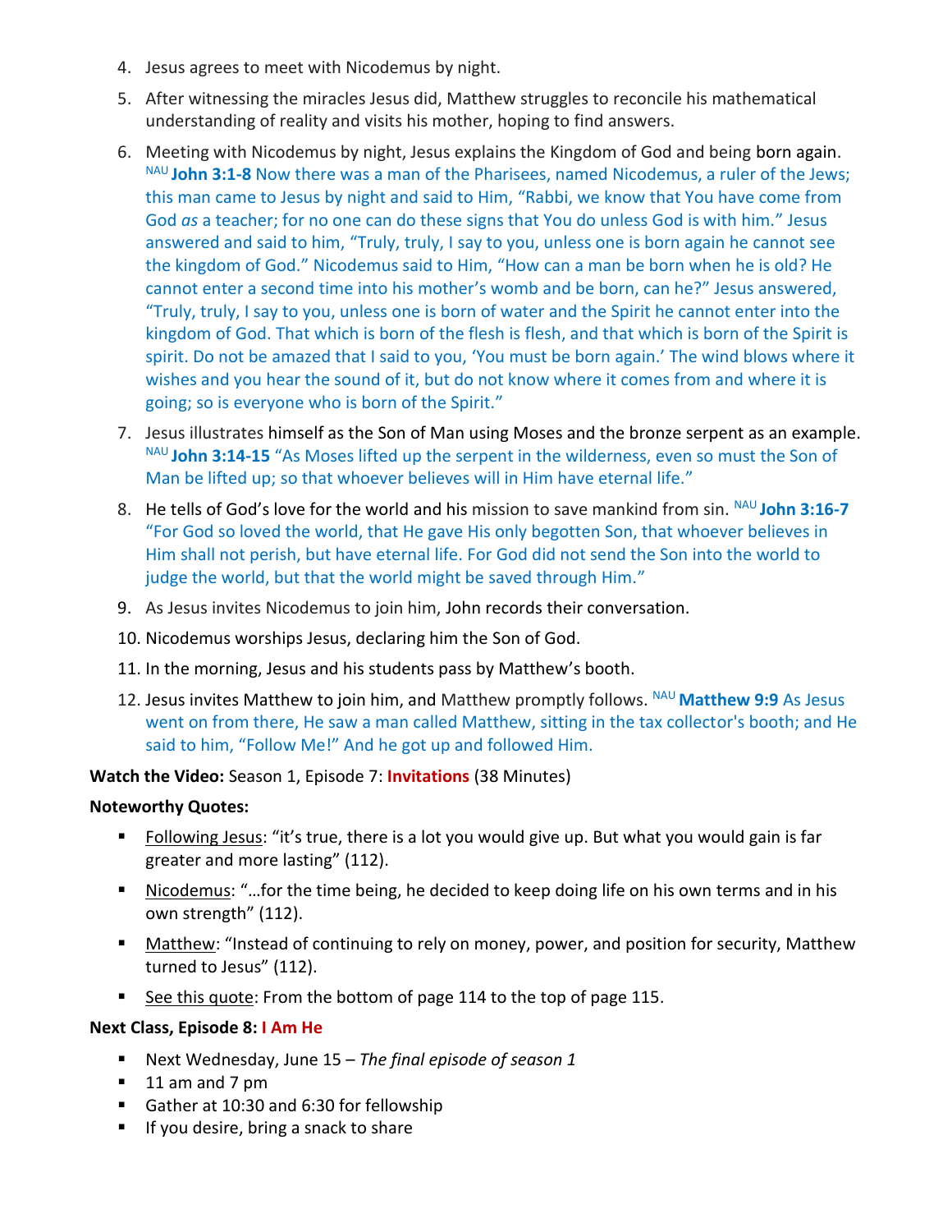4. Jesus agrees to meet with Nicodemus by night.
5. After witnessing the miracles Jesus did, Matthew struggles to reconcile his mathematical understanding of reality and visits his mother, hoping to find answers.
6. Meeting with Nicodemus by night, Jesus explains the Kingdom of God and being born again. [NAU] **John 3:1-8** Now there was a man of the Pharisees, named Nicodemus, a ruler of the Jews; this man came to Jesus by night and said to Him, “Rabbi, we know that You have come from God *as* a teacher; for no one can do these signs that You do unless God is with him.” Jesus answered and said to him, “Truly, truly, I say to you, unless one is born again he cannot see the kingdom of God.” Nicodemus said to Him, “How can a man be born when he is old? He cannot enter a second time into his mother’s womb and be born, can he?” Jesus answered, “Truly, truly, I say to you, unless one is born of water and the Spirit he cannot enter into the kingdom of God. That which is born of the flesh is flesh, and that which is born of the Spirit is spirit. Do not be amazed that I said to you, ‘You must be born again.’ The wind blows where it wishes and you hear the sound of it, but do not know where it comes from and where it is going; so is everyone who is born of the Spirit.”
7. Jesus illustrates himself as the Son of Man using Moses and the bronze serpent as an example. [NAU] **John 3:14-15** “As Moses lifted up the serpent in the wilderness, even so must the Son of Man be lifted up; so that whoever believes will in Him have eternal life.”
8. He tells of God’s love for the world and his mission to save mankind from sin. [NAU] **John 3:16-7** “For God so loved the world, that He gave His only begotten Son, that whoever believes in Him shall not perish, but have eternal life. For God did not send the Son into the world to judge the world, but that the world might be saved through Him.”
9. As Jesus invites Nicodemus to join him, John records their conversation.
10. Nicodemus worships Jesus, declaring him the Son of God.
11. In the morning, Jesus and his students pass by Matthew’s booth.
12. Jesus invites Matthew to join him, and Matthew promptly follows. [NAU] **Matthew 9:9** As Jesus went on from there, He saw a man called Matthew, sitting in the tax collector's booth; and He said to him, “Follow Me!” And he got up and followed Him.

**Watch the Video:** Season 1, Episode 7: **Invitations** (38 Minutes)

**Noteworthy Quotes:**

- Following Jesus: “it’s true, there is a lot you would give up. But what you would gain is far greater and more lasting” (112).
- Nicodemus: “…for the time being, he decided to keep doing life on his own terms and in his own strength” (112).
- Matthew: “Instead of continuing to rely on money, power, and position for security, Matthew turned to Jesus” (112).
- See this quote: From the bottom of page 114 to the top of page 115.

**Next Class, Episode 8: I Am He**

- Next Wednesday, June 15 – *The final episode of season 1*
- 11 am and 7 pm
- Gather at 10:30 and 6:30 for fellowship
- If you desire, bring a snack to share